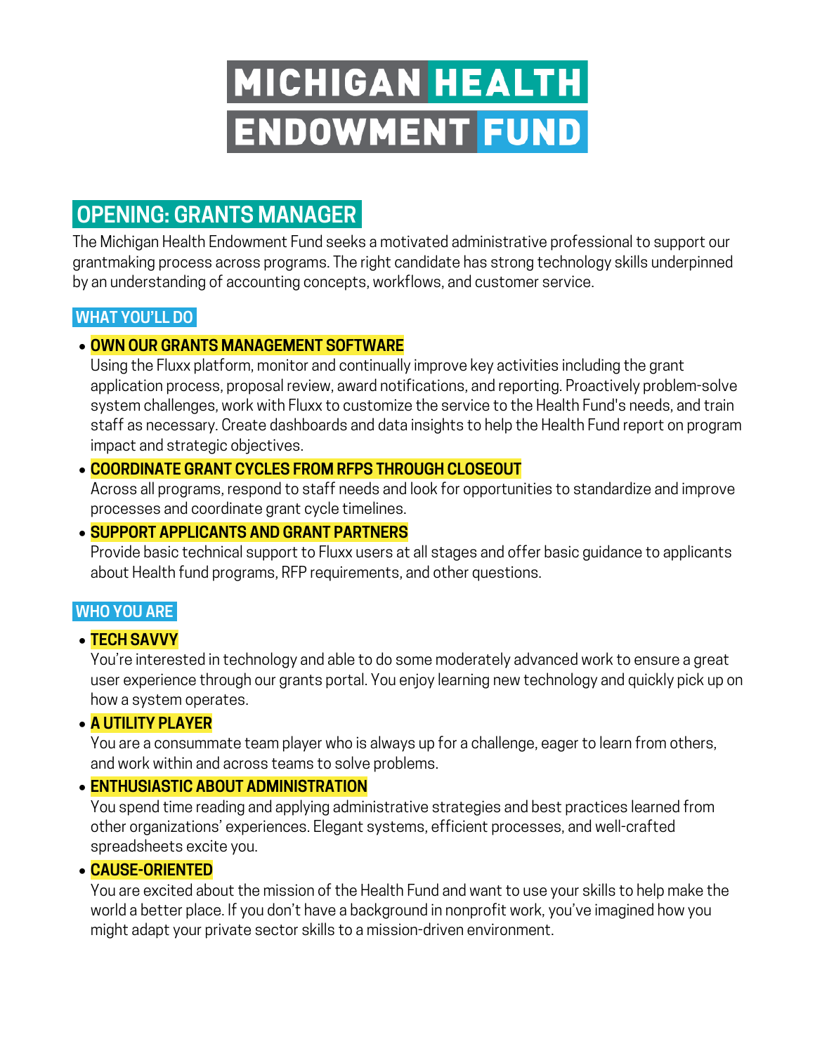# MICHIGAN HEALTH ENDOWMENT FUND

## OPENING: GRANTS MANAGER

The Michigan Health Endowment Fund seeks a motivated administrative professional to support our grantmaking process across programs. The right candidate has strong technology skills underpinned by an understanding of accounting concepts, workflows, and customer service.

### WHAT YOU'LL DO

- **OWN OUR GRANTS MANAGEMENT SOFTWARE**
  Using the Fluxx platform, monitor and continually improve key activities including the grant application process, proposal review, award notifications, and reporting. Proactively problem-solve system challenges, work with Fluxx to customize the service to the Health Fund's needs, and train staff as necessary. Create dashboards and data insights to help the Health Fund report on program impact and strategic objectives.
- **COORDINATE GRANT CYCLES FROM RFPS THROUGH CLOSEOUT**
  Across all programs, respond to staff needs and look for opportunities to standardize and improve processes and coordinate grant cycle timelines.
- **SUPPORT APPLICANTS AND GRANT PARTNERS**
  Provide basic technical support to Fluxx users at all stages and offer basic guidance to applicants about Health fund programs, RFP requirements, and other questions.

### WHO YOU ARE

- **TECH SAVVY**
  You're interested in technology and able to do some moderately advanced work to ensure a great user experience through our grants portal. You enjoy learning new technology and quickly pick up on how a system operates.
- **A UTILITY PLAYER**
  You are a consummate team player who is always up for a challenge, eager to learn from others, and work within and across teams to solve problems.
- **ENTHUSIASTIC ABOUT ADMINISTRATION**
  You spend time reading and applying administrative strategies and best practices learned from other organizations' experiences. Elegant systems, efficient processes, and well-crafted spreadsheets excite you.
- **CAUSE-ORIENTED**
  You are excited about the mission of the Health Fund and want to use your skills to help make the world a better place. If you don't have a background in nonprofit work, you've imagined how you might adapt your private sector skills to a mission-driven environment.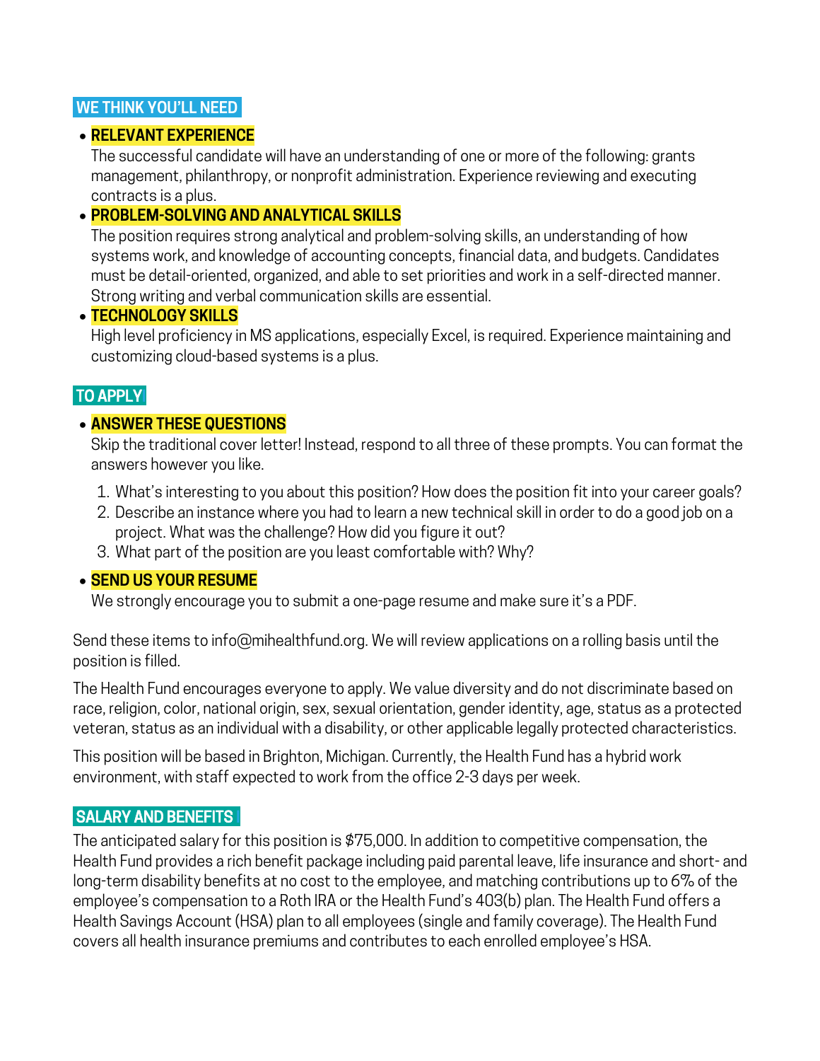## WE THINK YOU'LL NEED

- **RELEVANT EXPERIENCE**
  The successful candidate will have an understanding of one or more of the following: grants management, philanthropy, or nonprofit administration. Experience reviewing and executing contracts is a plus.
- **PROBLEM-SOLVING AND ANALYTICAL SKILLS**
  The position requires strong analytical and problem-solving skills, an understanding of how systems work, and knowledge of accounting concepts, financial data, and budgets. Candidates must be detail-oriented, organized, and able to set priorities and work in a self-directed manner. Strong writing and verbal communication skills are essential.
- **TECHNOLOGY SKILLS**
  High level proficiency in MS applications, especially Excel, is required. Experience maintaining and customizing cloud-based systems is a plus.

## TO APPLY

- **ANSWER THESE QUESTIONS**
  Skip the traditional cover letter! Instead, respond to all three of these prompts. You can format the answers however you like.
  1. What's interesting to you about this position? How does the position fit into your career goals?
  2. Describe an instance where you had to learn a new technical skill in order to do a good job on a project. What was the challenge? How did you figure it out?
  3. What part of the position are you least comfortable with? Why?
- **SEND US YOUR RESUME**
  We strongly encourage you to submit a one-page resume and make sure it's a PDF.

Send these items to info@mihealthfund.org. We will review applications on a rolling basis until the position is filled.

The Health Fund encourages everyone to apply. We value diversity and do not discriminate based on race, religion, color, national origin, sex, sexual orientation, gender identity, age, status as a protected veteran, status as an individual with a disability, or other applicable legally protected characteristics.

This position will be based in Brighton, Michigan. Currently, the Health Fund has a hybrid work environment, with staff expected to work from the office 2-3 days per week.

## SALARY AND BENEFITS

The anticipated salary for this position is $75,000. In addition to competitive compensation, the Health Fund provides a rich benefit package including paid parental leave, life insurance and short- and long-term disability benefits at no cost to the employee, and matching contributions up to 6% of the employee's compensation to a Roth IRA or the Health Fund's 403(b) plan. The Health Fund offers a Health Savings Account (HSA) plan to all employees (single and family coverage). The Health Fund covers all health insurance premiums and contributes to each enrolled employee's HSA.